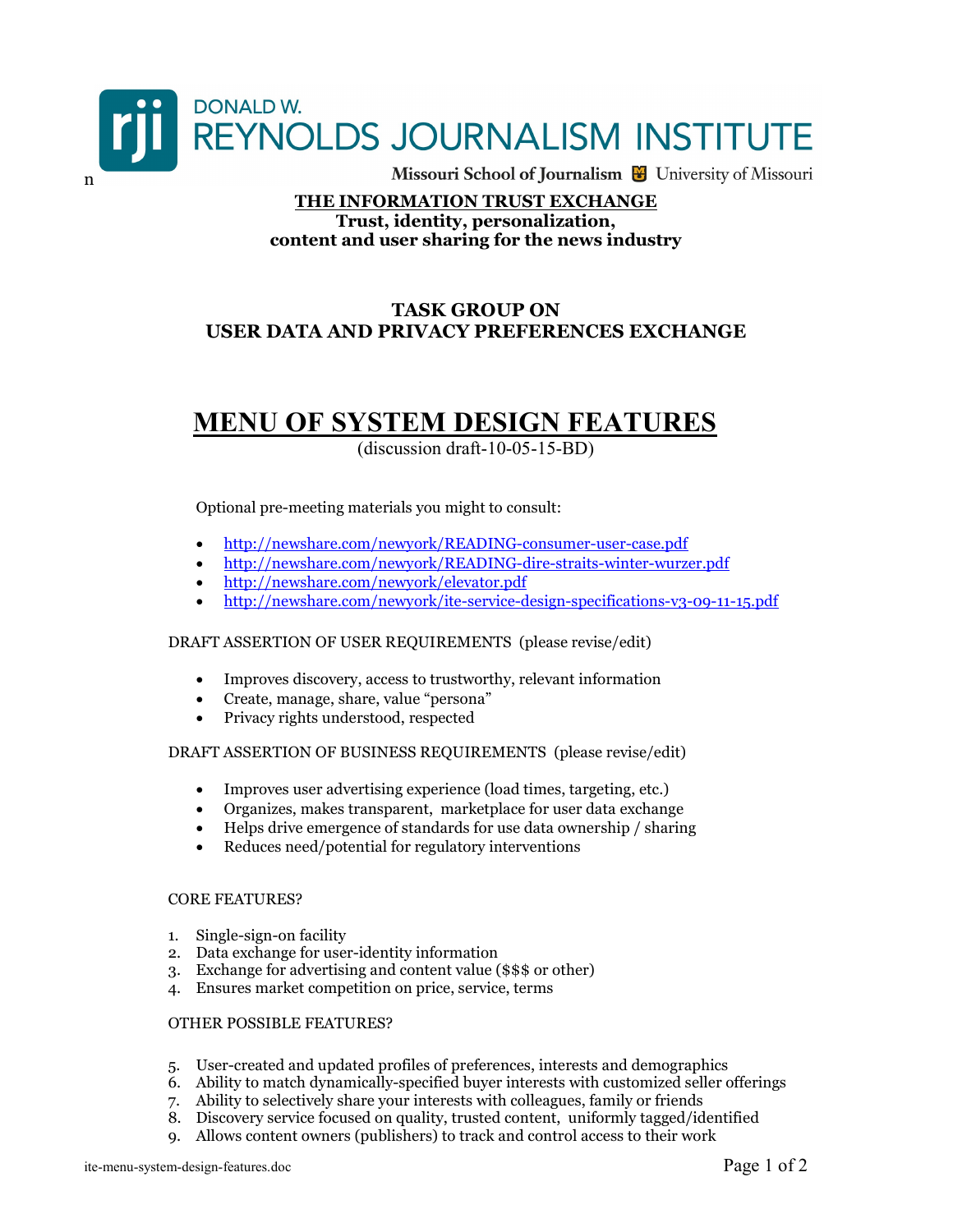DONALD W.
REYNOLDS JOURNALISM INSTITUTE

Missouri School of Journalism University of Missouri

n

**THE INFORMATION TRUST EXCHANGE**

**Trust, identity, personalization, content and user sharing for the news industry**

## TASK GROUP ON USER DATA AND PRIVACY PREFERENCES EXCHANGE

# MENU OF SYSTEM DESIGN FEATURES

(discussion draft-10-05-15-BD)

Optional pre-meeting materials you might to consult:

- http://newshare.com/newyork/READING-consumer-user-case.pdf
- http://newshare.com/newyork/READING-dire-straits-winter-wurzer.pdf
- http://newshare.com/newyork/elevator.pdf
- http://newshare.com/newyork/ite-service-design-specifications-v3-09-11-15.pdf

DRAFT ASSERTION OF USER REQUIREMENTS (please revise/edit)

- Improves discovery, access to trustworthy, relevant information
- Create, manage, share, value "persona"
- Privacy rights understood, respected

DRAFT ASSERTION OF BUSINESS REQUIREMENTS (please revise/edit)

- Improves user advertising experience (load times, targeting, etc.)
- Organizes, makes transparent, marketplace for user data exchange
- Helps drive emergence of standards for use data ownership / sharing
- Reduces need/potential for regulatory interventions

CORE FEATURES?

1. Single-sign-on facility
2. Data exchange for user-identity information
3. Exchange for advertising and content value ($$$ or other)
4. Ensures market competition on price, service, terms

OTHER POSSIBLE FEATURES?

5. User-created and updated profiles of preferences, interests and demographics
6. Ability to match dynamically-specified buyer interests with customized seller offerings
7. Ability to selectively share your interests with colleagues, family or friends
8. Discovery service focused on quality, trusted content, uniformly tagged/identified
9. Allows content owners (publishers) to track and control access to their work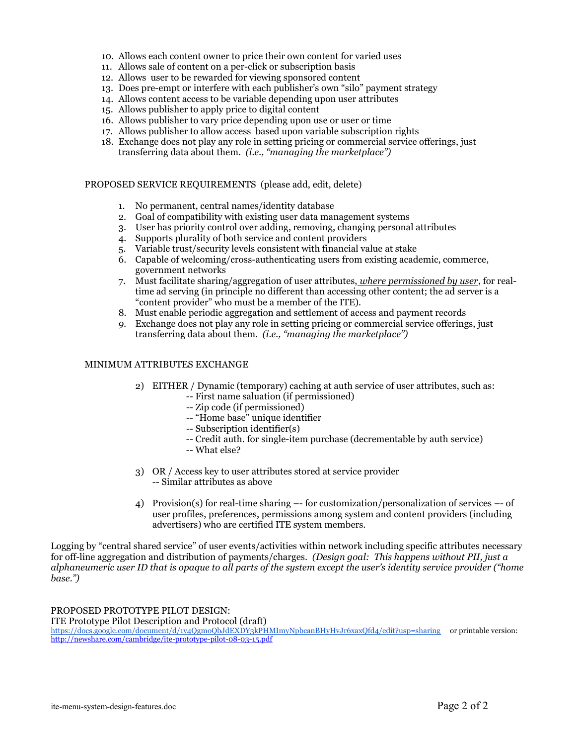10. Allows each content owner to price their own content for varied uses
11. Allows sale of content on a per-click or subscription basis
12. Allows user to be rewarded for viewing sponsored content
13. Does pre-empt or interfere with each publisher's own "silo" payment strategy
14. Allows content access to be variable depending upon user attributes
15. Allows publisher to apply price to digital content
16. Allows publisher to vary price depending upon use or user or time
17. Allows publisher to allow access based upon variable subscription rights
18. Exchange does not play any role in setting pricing or commercial service offerings, just transferring data about them. *(i.e., "managing the marketplace")*

PROPOSED SERVICE REQUIREMENTS (please add, edit, delete)

1. No permanent, central names/identity database
2. Goal of compatibility with existing user data management systems
3. User has priority control over adding, removing, changing personal attributes
4. Supports plurality of both service and content providers
5. Variable trust/security levels consistent with financial value at stake
6. Capable of welcoming/cross-authenticating users from existing academic, commerce, government networks
7. Must facilitate sharing/aggregation of user attributes, *where permissioned by user*, for real-time ad serving (in principle no different than accessing other content; the ad server is a "content provider" who must be a member of the ITE).
8. Must enable periodic aggregation and settlement of access and payment records
9. Exchange does not play any role in setting pricing or commercial service offerings, just transferring data about them. *(i.e., "managing the marketplace")*

MINIMUM ATTRIBUTES EXCHANGE

2) EITHER / Dynamic (temporary) caching at auth service of user attributes, such as:
   - -- First name saluation (if permissioned)
   - -- Zip code (if permissioned)
   - -- "Home base" unique identifier
   - -- Subscription identifier(s)
   - -- Credit auth. for single-item purchase (decrementable by auth service)
   - -- What else?

3) OR / Access key to user attributes stored at service provider
   -- Similar attributes as above

4) Provision(s) for real-time sharing –- for customization/personalization of services –- of user profiles, preferences, permissions among system and content providers (including advertisers) who are certified ITE system members.

Logging by "central shared service" of user events/activities within network including specific attributes necessary for off-line aggregation and distribution of payments/charges. *(Design goal: This happens without PII, just a alphaneumeric user ID that is opaque to all parts of the system except the user's identity service provider ("home base.")*

PROPOSED PROTOTYPE PILOT DESIGN:
ITE Prototype Pilot Description and Protocol (draft)
https://docs.google.com/document/d/1y4Qgm0QbJdEXDY3kPHMImyNpbcanBHyHvJr6xaxQfd4/edit?usp=sharing or printable version:
http://newshare.com/cambridge/ite-prototype-pilot-08-03-15.pdf

ite-menu-system-design-features.doc